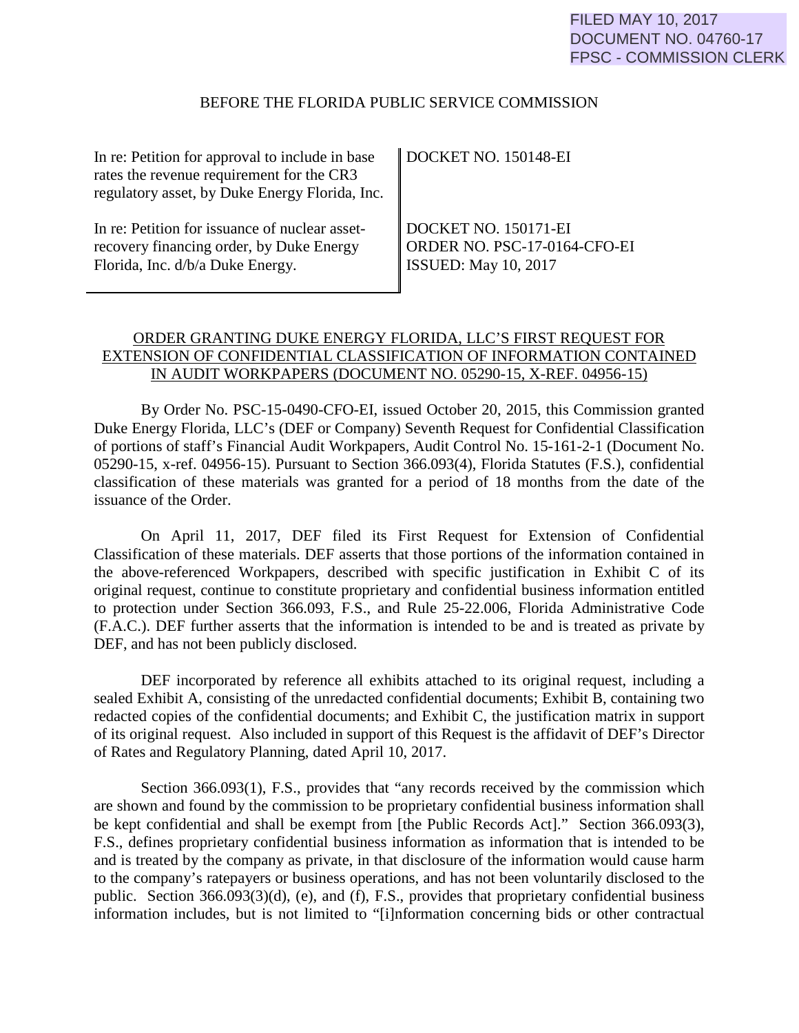FILED MAY 10, 2017
DOCUMENT NO. 04760-17
FPSC - COMMISSION CLERK

BEFORE THE FLORIDA PUBLIC SERVICE COMMISSION

| | |
|---|---|
| In re: Petition for approval to include in base rates the revenue requirement for the CR3 regulatory asset, by Duke Energy Florida, Inc. | DOCKET NO. 150148-EI |
| In re: Petition for issuance of nuclear asset-recovery financing order, by Duke Energy Florida, Inc. d/b/a Duke Energy. | DOCKET NO. 150171-EI<br>ORDER NO. PSC-17-0164-CFO-EI<br>ISSUED: May 10, 2017 |

ORDER GRANTING DUKE ENERGY FLORIDA, LLC'S FIRST REQUEST FOR EXTENSION OF CONFIDENTIAL CLASSIFICATION OF INFORMATION CONTAINED IN AUDIT WORKPAPERS (DOCUMENT NO. 05290-15, X-REF. 04956-15)

By Order No. PSC-15-0490-CFO-EI, issued October 20, 2015, this Commission granted Duke Energy Florida, LLC's (DEF or Company) Seventh Request for Confidential Classification of portions of staff's Financial Audit Workpapers, Audit Control No. 15-161-2-1 (Document No. 05290-15, x-ref. 04956-15). Pursuant to Section 366.093(4), Florida Statutes (F.S.), confidential classification of these materials was granted for a period of 18 months from the date of the issuance of the Order.

On April 11, 2017, DEF filed its First Request for Extension of Confidential Classification of these materials. DEF asserts that those portions of the information contained in the above-referenced Workpapers, described with specific justification in Exhibit C of its original request, continue to constitute proprietary and confidential business information entitled to protection under Section 366.093, F.S., and Rule 25-22.006, Florida Administrative Code (F.A.C.). DEF further asserts that the information is intended to be and is treated as private by DEF, and has not been publicly disclosed.

DEF incorporated by reference all exhibits attached to its original request, including a sealed Exhibit A, consisting of the unredacted confidential documents; Exhibit B, containing two redacted copies of the confidential documents; and Exhibit C, the justification matrix in support of its original request. Also included in support of this Request is the affidavit of DEF's Director of Rates and Regulatory Planning, dated April 10, 2017.

Section 366.093(1), F.S., provides that "any records received by the commission which are shown and found by the commission to be proprietary confidential business information shall be kept confidential and shall be exempt from [the Public Records Act]." Section 366.093(3), F.S., defines proprietary confidential business information as information that is intended to be and is treated by the company as private, in that disclosure of the information would cause harm to the company's ratepayers or business operations, and has not been voluntarily disclosed to the public. Section 366.093(3)(d), (e), and (f), F.S., provides that proprietary confidential business information includes, but is not limited to "[i]nformation concerning bids or other contractual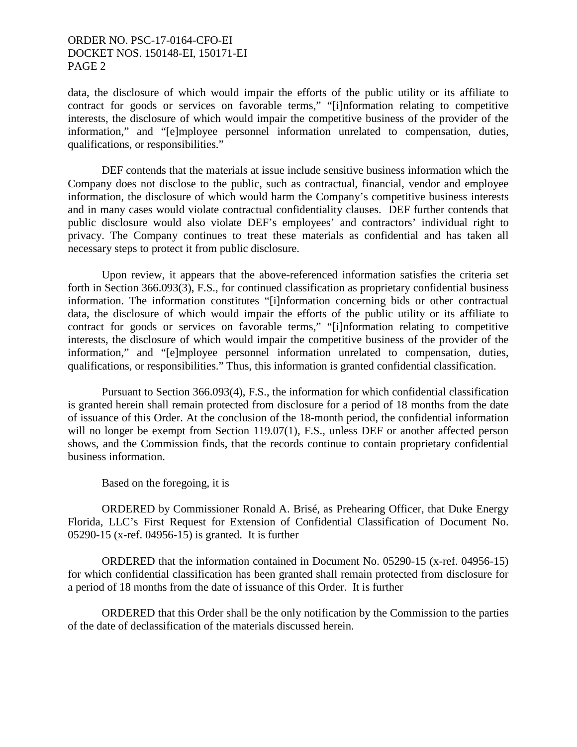data, the disclosure of which would impair the efforts of the public utility or its affiliate to contract for goods or services on favorable terms," "[i]nformation relating to competitive interests, the disclosure of which would impair the competitive business of the provider of the information," and "[e]mployee personnel information unrelated to compensation, duties, qualifications, or responsibilities."

DEF contends that the materials at issue include sensitive business information which the Company does not disclose to the public, such as contractual, financial, vendor and employee information, the disclosure of which would harm the Company's competitive business interests and in many cases would violate contractual confidentiality clauses. DEF further contends that public disclosure would also violate DEF's employees' and contractors' individual right to privacy. The Company continues to treat these materials as confidential and has taken all necessary steps to protect it from public disclosure.

Upon review, it appears that the above-referenced information satisfies the criteria set forth in Section 366.093(3), F.S., for continued classification as proprietary confidential business information. The information constitutes "[i]nformation concerning bids or other contractual data, the disclosure of which would impair the efforts of the public utility or its affiliate to contract for goods or services on favorable terms," "[i]nformation relating to competitive interests, the disclosure of which would impair the competitive business of the provider of the information," and "[e]mployee personnel information unrelated to compensation, duties, qualifications, or responsibilities." Thus, this information is granted confidential classification.

Pursuant to Section 366.093(4), F.S., the information for which confidential classification is granted herein shall remain protected from disclosure for a period of 18 months from the date of issuance of this Order. At the conclusion of the 18-month period, the confidential information will no longer be exempt from Section 119.07(1), F.S., unless DEF or another affected person shows, and the Commission finds, that the records continue to contain proprietary confidential business information.

Based on the foregoing, it is

ORDERED by Commissioner Ronald A. Brisé, as Prehearing Officer, that Duke Energy Florida, LLC's First Request for Extension of Confidential Classification of Document No. 05290-15 (x-ref. 04956-15) is granted. It is further

ORDERED that the information contained in Document No. 05290-15 (x-ref. 04956-15) for which confidential classification has been granted shall remain protected from disclosure for a period of 18 months from the date of issuance of this Order. It is further

ORDERED that this Order shall be the only notification by the Commission to the parties of the date of declassification of the materials discussed herein.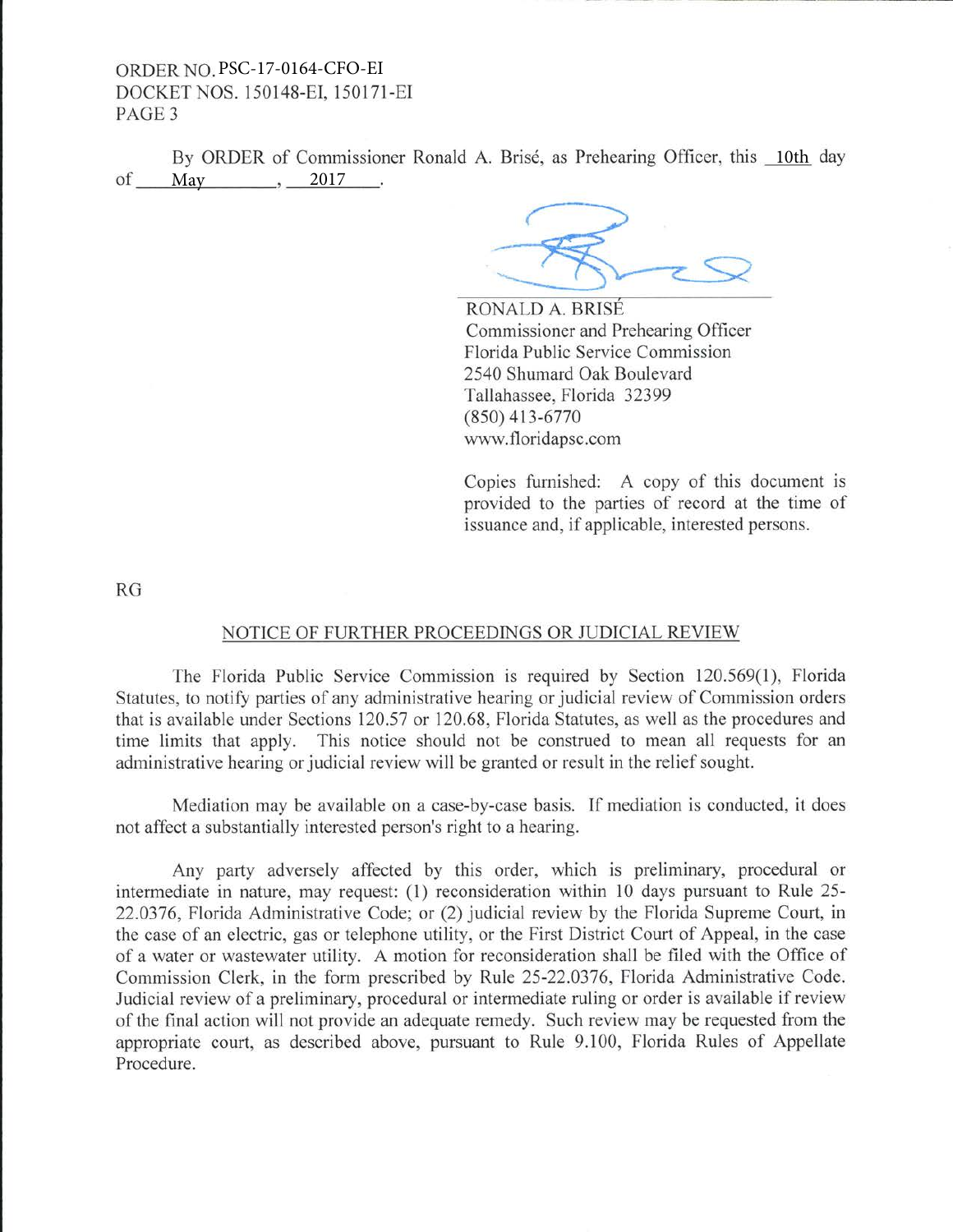By ORDER of Commissioner Ronald A. Brisé, as Prehearing Officer, this 10th day of May, 2017.

RONALD A. BRISÉ
Commissioner and Prehearing Officer
Florida Public Service Commission
2540 Shumard Oak Boulevard
Tallahassee, Florida 32399
(850) 413-6770
www.floridapsc.com

Copies furnished: A copy of this document is provided to the parties of record at the time of issuance and, if applicable, interested persons.

RG

## NOTICE OF FURTHER PROCEEDINGS OR JUDICIAL REVIEW

The Florida Public Service Commission is required by Section 120.569(1), Florida Statutes, to notify parties of any administrative hearing or judicial review of Commission orders that is available under Sections 120.57 or 120.68, Florida Statutes, as well as the procedures and time limits that apply. This notice should not be construed to mean all requests for an administrative hearing or judicial review will be granted or result in the relief sought.

Mediation may be available on a case-by-case basis. If mediation is conducted, it does not affect a substantially interested person's right to a hearing.

Any party adversely affected by this order, which is preliminary, procedural or intermediate in nature, may request: (1) reconsideration within 10 days pursuant to Rule 25-22.0376, Florida Administrative Code; or (2) judicial review by the Florida Supreme Court, in the case of an electric, gas or telephone utility, or the First District Court of Appeal, in the case of a water or wastewater utility. A motion for reconsideration shall be filed with the Office of Commission Clerk, in the form prescribed by Rule 25-22.0376, Florida Administrative Code. Judicial review of a preliminary, procedural or intermediate ruling or order is available if review of the final action will not provide an adequate remedy. Such review may be requested from the appropriate court, as described above, pursuant to Rule 9.100, Florida Rules of Appellate Procedure.